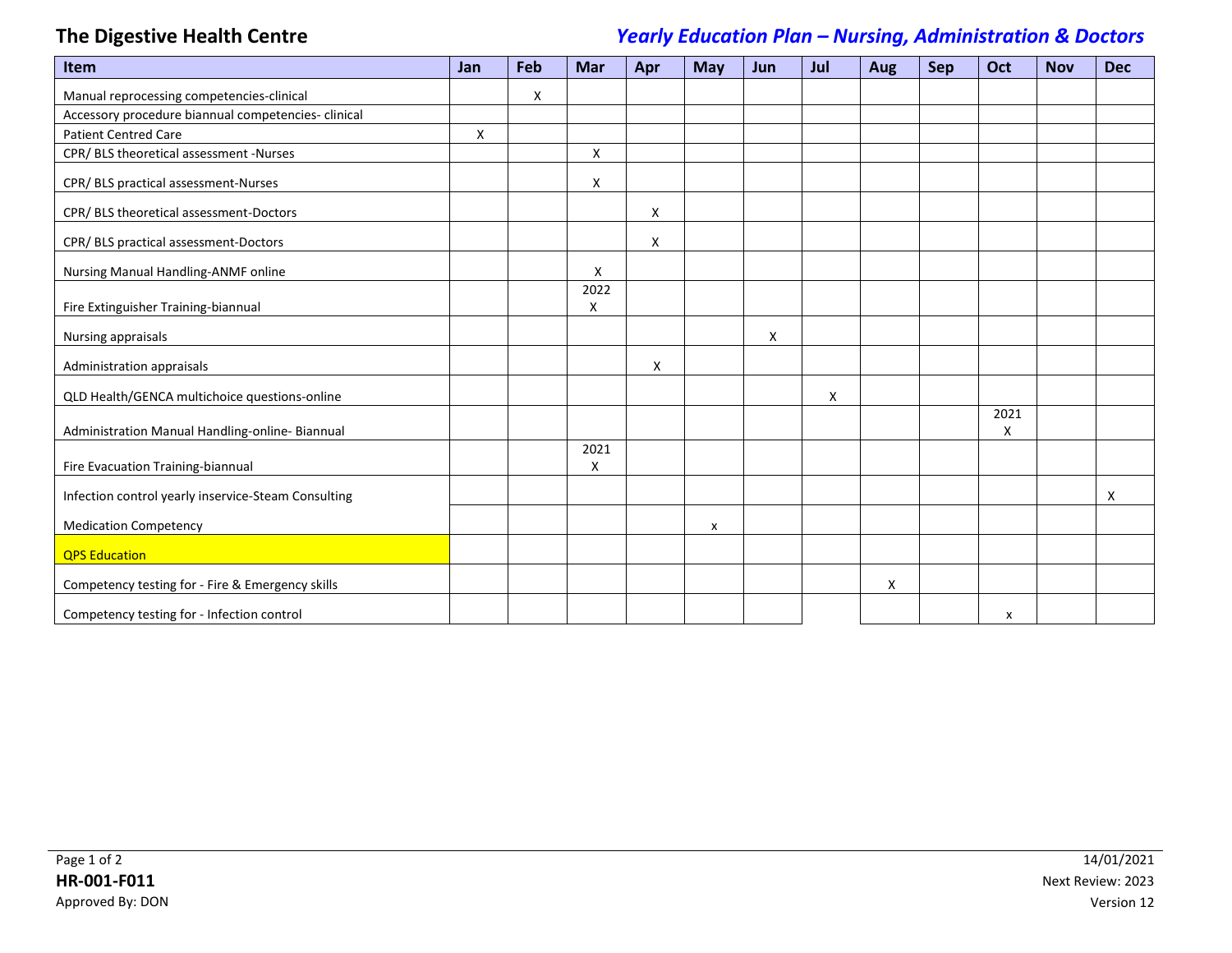**The Digestive Health Centre**

***Yearly Education Plan – Nursing, Administration & Doctors***

| Item | Jan | Feb | Mar | Apr | May | Jun | Jul | Aug | Sep | Oct | Nov | Dec |
|---|---|---|---|---|---|---|---|---|---|---|---|---|
| Manual reprocessing competencies-clinical | | X | | | | | | | | | | |
| Accessory procedure biannual competencies- clinical | | | | | | | | | | | | |
| Patient Centred Care | X | | | | | | | | | | | |
| CPR/ BLS theoretical assessment -Nurses | | | X | | | | | | | | | |
| CPR/ BLS practical assessment-Nurses | | | X | | | | | | | | | |
| CPR/ BLS theoretical assessment-Doctors | | | | X | | | | | | | | |
| CPR/ BLS practical assessment-Doctors | | | | X | | | | | | | | |
| Nursing Manual Handling-ANMF online | | | X | | | | | | | | | |
| Fire Extinguisher Training-biannual | | | 2022 X | | | | | | | | | |
| Nursing appraisals | | | | | | X | | | | | | |
| Administration appraisals | | | | X | | | | | | | | |
| QLD Health/GENCA multichoice questions-online | | | | | | | X | | | | | |
| Administration Manual Handling-online- Biannual | | | | | | | | | | 2021 X | | |
| Fire Evacuation Training-biannual | | | 2021 X | | | | | | | | | |
| Infection control yearly inservice-Steam Consulting | | | | | | | | | | | | X |
| Medication Competency | | | | | x | | | | | | | |
| QPS Education | | | | | | | | | | | | |
| Competency testing for - Fire & Emergency skills | | | | | | | | X | | | | |
| Competency testing for - Infection control | | | | | | | | | | x | | |

HR-001-F011

Approved By: DON

14/01/2021

Next Review: 2023

Version 12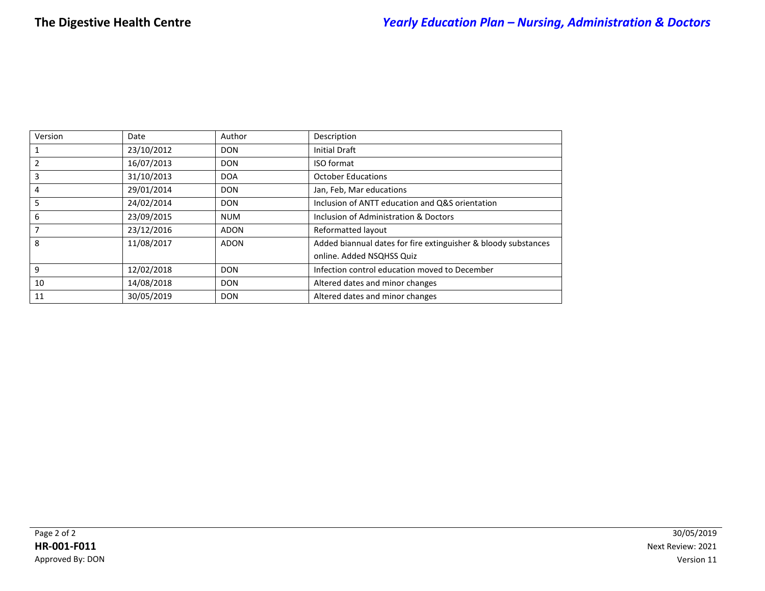| Version | Date | Author | Description |
|---|---|---|---|
| 1 | 23/10/2012 | DON | Initial Draft |
| 2 | 16/07/2013 | DON | ISO format |
| 3 | 31/10/2013 | DOA | October Educations |
| 4 | 29/01/2014 | DON | Jan, Feb, Mar educations |
| 5 | 24/02/2014 | DON | Inclusion of ANTT education and Q&S orientation |
| 6 | 23/09/2015 | NUM | Inclusion of Administration & Doctors |
| 7 | 23/12/2016 | ADON | Reformatted layout |
| 8 | 11/08/2017 | ADON | Added biannual dates for fire extinguisher & bloody substances online. Added NSQHSS Quiz |
| 9 | 12/02/2018 | DON | Infection control education moved to December |
| 10 | 14/08/2018 | DON | Altered dates and minor changes |
| 11 | 30/05/2019 | DON | Altered dates and minor changes |